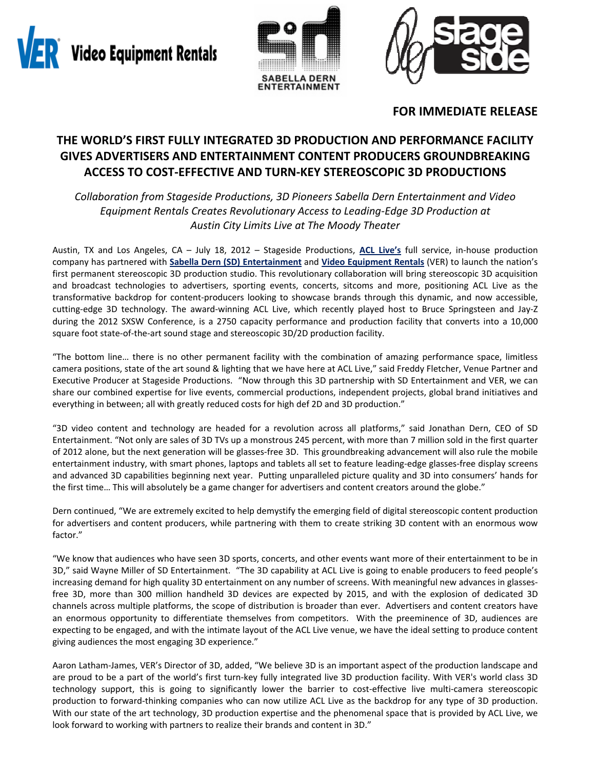**FOR IMMEDIATE RELEASE**

# THE WORLD'S FIRST FULLY INTEGRATED 3D PRODUCTION AND PERFORMANCE FACILITY GIVES ADVERTISERS AND ENTERTAINMENT CONTENT PRODUCERS GROUNDBREAKING ACCESS TO COST-EFFECTIVE AND TURN-KEY STEREOSCOPIC 3D PRODUCTIONS

*Collaboration from Stageside Productions, 3D Pioneers Sabella Dern Entertainment and Video Equipment Rentals Creates Revolutionary Access to Leading-Edge 3D Production at Austin City Limits Live at The Moody Theater*

Austin, TX and Los Angeles, CA – July 18, 2012 – Stageside Productions, **ACL Live's** full service, in-house production company has partnered with **Sabella Dern (SD) Entertainment** and **Video Equipment Rentals** (VER) to launch the nation's first permanent stereoscopic 3D production studio. This revolutionary collaboration will bring stereoscopic 3D acquisition and broadcast technologies to advertisers, sporting events, concerts, sitcoms and more, positioning ACL Live as the transformative backdrop for content-producers looking to showcase brands through this dynamic, and now accessible, cutting-edge 3D technology. The award-winning ACL Live, which recently played host to Bruce Springsteen and Jay-Z during the 2012 SXSW Conference, is a 2750 capacity performance and production facility that converts into a 10,000 square foot state-of-the-art sound stage and stereoscopic 3D/2D production facility.

"The bottom line… there is no other permanent facility with the combination of amazing performance space, limitless camera positions, state of the art sound & lighting that we have here at ACL Live," said Freddy Fletcher, Venue Partner and Executive Producer at Stageside Productions. "Now through this 3D partnership with SD Entertainment and VER, we can share our combined expertise for live events, commercial productions, independent projects, global brand initiatives and everything in between; all with greatly reduced costs for high def 2D and 3D production."

"3D video content and technology are headed for a revolution across all platforms," said Jonathan Dern, CEO of SD Entertainment. "Not only are sales of 3D TVs up a monstrous 245 percent, with more than 7 million sold in the first quarter of 2012 alone, but the next generation will be glasses-free 3D. This groundbreaking advancement will also rule the mobile entertainment industry, with smart phones, laptops and tablets all set to feature leading-edge glasses-free display screens and advanced 3D capabilities beginning next year. Putting unparalleled picture quality and 3D into consumers' hands for the first time… This will absolutely be a game changer for advertisers and content creators around the globe."

Dern continued, "We are extremely excited to help demystify the emerging field of digital stereoscopic content production for advertisers and content producers, while partnering with them to create striking 3D content with an enormous wow factor."

"We know that audiences who have seen 3D sports, concerts, and other events want more of their entertainment to be in 3D," said Wayne Miller of SD Entertainment. "The 3D capability at ACL Live is going to enable producers to feed people's increasing demand for high quality 3D entertainment on any number of screens. With meaningful new advances in glasses-free 3D, more than 300 million handheld 3D devices are expected by 2015, and with the explosion of dedicated 3D channels across multiple platforms, the scope of distribution is broader than ever. Advertisers and content creators have an enormous opportunity to differentiate themselves from competitors. With the preeminence of 3D, audiences are expecting to be engaged, and with the intimate layout of the ACL Live venue, we have the ideal setting to produce content giving audiences the most engaging 3D experience."

Aaron Latham-James, VER's Director of 3D, added, "We believe 3D is an important aspect of the production landscape and are proud to be a part of the world's first turn-key fully integrated live 3D production facility. With VER's world class 3D technology support, this is going to significantly lower the barrier to cost-effective live multi-camera stereoscopic production to forward-thinking companies who can now utilize ACL Live as the backdrop for any type of 3D production. With our state of the art technology, 3D production expertise and the phenomenal space that is provided by ACL Live, we look forward to working with partners to realize their brands and content in 3D."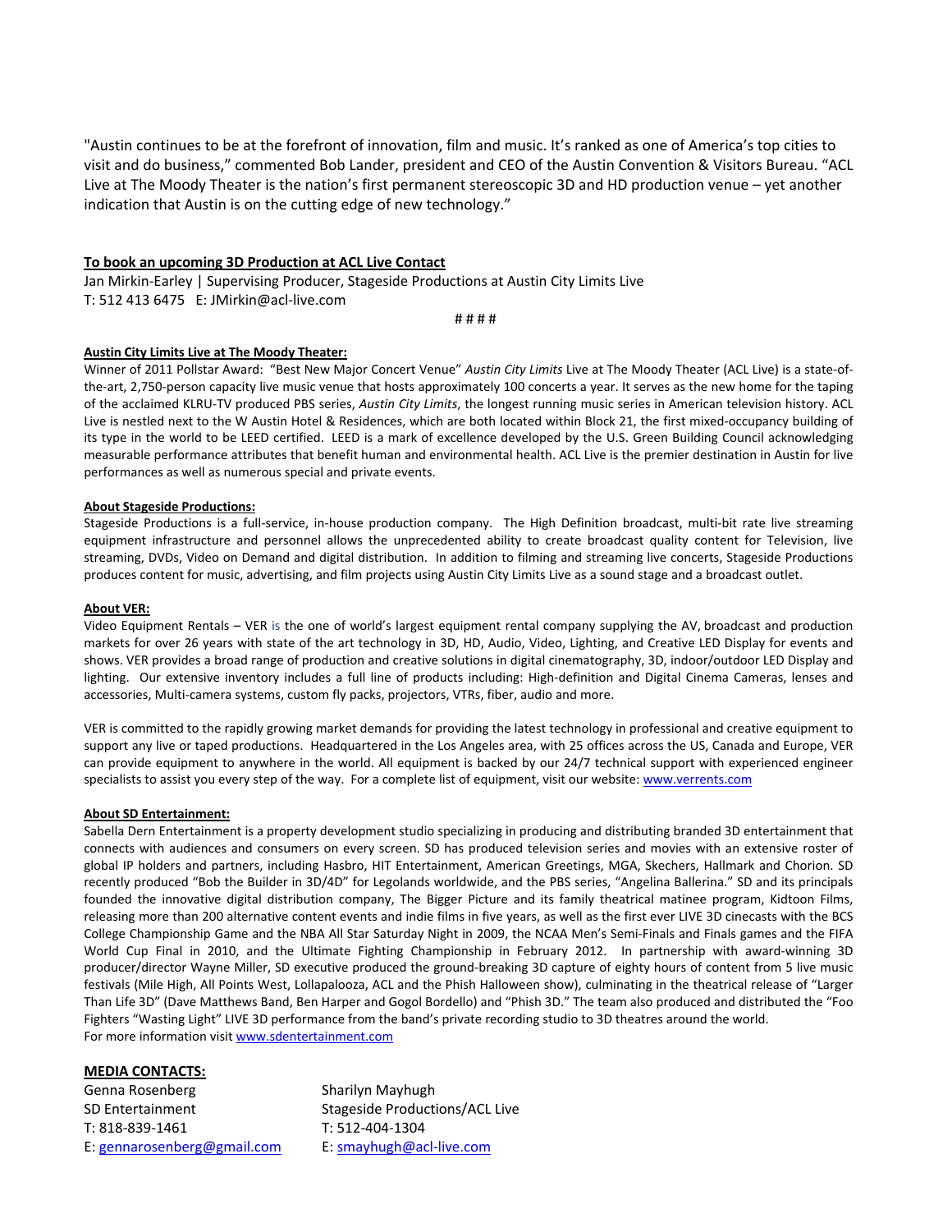"Austin continues to be at the forefront of innovation, film and music. It's ranked as one of America's top cities to visit and do business," commented Bob Lander, president and CEO of the Austin Convention & Visitors Bureau. "ACL Live at The Moody Theater is the nation's first permanent stereoscopic 3D and HD production venue – yet another indication that Austin is on the cutting edge of new technology."

**To book an upcoming 3D Production at ACL Live Contact**

Jan Mirkin-Earley | Supervising Producer, Stageside Productions at Austin City Limits Live
T: 512 413 6475 E: JMirkin@acl-live.com

# # # #

**Austin City Limits Live at The Moody Theater:**

Winner of 2011 Pollstar Award: "Best New Major Concert Venue" *Austin City Limits* Live at The Moody Theater (ACL Live) is a state-of-the-art, 2,750-person capacity live music venue that hosts approximately 100 concerts a year. It serves as the new home for the taping of the acclaimed KLRU-TV produced PBS series, *Austin City Limits*, the longest running music series in American television history. ACL Live is nestled next to the W Austin Hotel & Residences, which are both located within Block 21, the first mixed-occupancy building of its type in the world to be LEED certified. LEED is a mark of excellence developed by the U.S. Green Building Council acknowledging measurable performance attributes that benefit human and environmental health. ACL Live is the premier destination in Austin for live performances as well as numerous special and private events.

**About Stageside Productions:**

Stageside Productions is a full-service, in-house production company. The High Definition broadcast, multi-bit rate live streaming equipment infrastructure and personnel allows the unprecedented ability to create broadcast quality content for Television, live streaming, DVDs, Video on Demand and digital distribution. In addition to filming and streaming live concerts, Stageside Productions produces content for music, advertising, and film projects using Austin City Limits Live as a sound stage and a broadcast outlet.

**About VER:**

Video Equipment Rentals – VER is the one of world's largest equipment rental company supplying the AV, broadcast and production markets for over 26 years with state of the art technology in 3D, HD, Audio, Video, Lighting, and Creative LED Display for events and shows. VER provides a broad range of production and creative solutions in digital cinematography, 3D, indoor/outdoor LED Display and lighting. Our extensive inventory includes a full line of products including: High-definition and Digital Cinema Cameras, lenses and accessories, Multi-camera systems, custom fly packs, projectors, VTRs, fiber, audio and more.

VER is committed to the rapidly growing market demands for providing the latest technology in professional and creative equipment to support any live or taped productions. Headquartered in the Los Angeles area, with 25 offices across the US, Canada and Europe, VER can provide equipment to anywhere in the world. All equipment is backed by our 24/7 technical support with experienced engineer specialists to assist you every step of the way. For a complete list of equipment, visit our website: www.verrents.com

**About SD Entertainment:**

Sabella Dern Entertainment is a property development studio specializing in producing and distributing branded 3D entertainment that connects with audiences and consumers on every screen. SD has produced television series and movies with an extensive roster of global IP holders and partners, including Hasbro, HIT Entertainment, American Greetings, MGA, Skechers, Hallmark and Chorion. SD recently produced "Bob the Builder in 3D/4D" for Legolands worldwide, and the PBS series, "Angelina Ballerina." SD and its principals founded the innovative digital distribution company, The Bigger Picture and its family theatrical matinee program, Kidtoon Films, releasing more than 200 alternative content events and indie films in five years, as well as the first ever LIVE 3D cinecasts with the BCS College Championship Game and the NBA All Star Saturday Night in 2009, the NCAA Men's Semi-Finals and Finals games and the FIFA World Cup Final in 2010, and the Ultimate Fighting Championship in February 2012. In partnership with award-winning 3D producer/director Wayne Miller, SD executive produced the ground-breaking 3D capture of eighty hours of content from 5 live music festivals (Mile High, All Points West, Lollapalooza, ACL and the Phish Halloween show), culminating in the theatrical release of "Larger Than Life 3D" (Dave Matthews Band, Ben Harper and Gogol Bordello) and "Phish 3D." The team also produced and distributed the "Foo Fighters "Wasting Light" LIVE 3D performance from the band's private recording studio to 3D theatres around the world.
For more information visit www.sdentertainment.com

**MEDIA CONTACTS:**

Genna Rosenberg
SD Entertainment
T: 818-839-1461
E: gennarosenberg@gmail.com

Sharilyn Mayhugh
Stageside Productions/ACL Live
T: 512-404-1304
E: smayhugh@acl-live.com